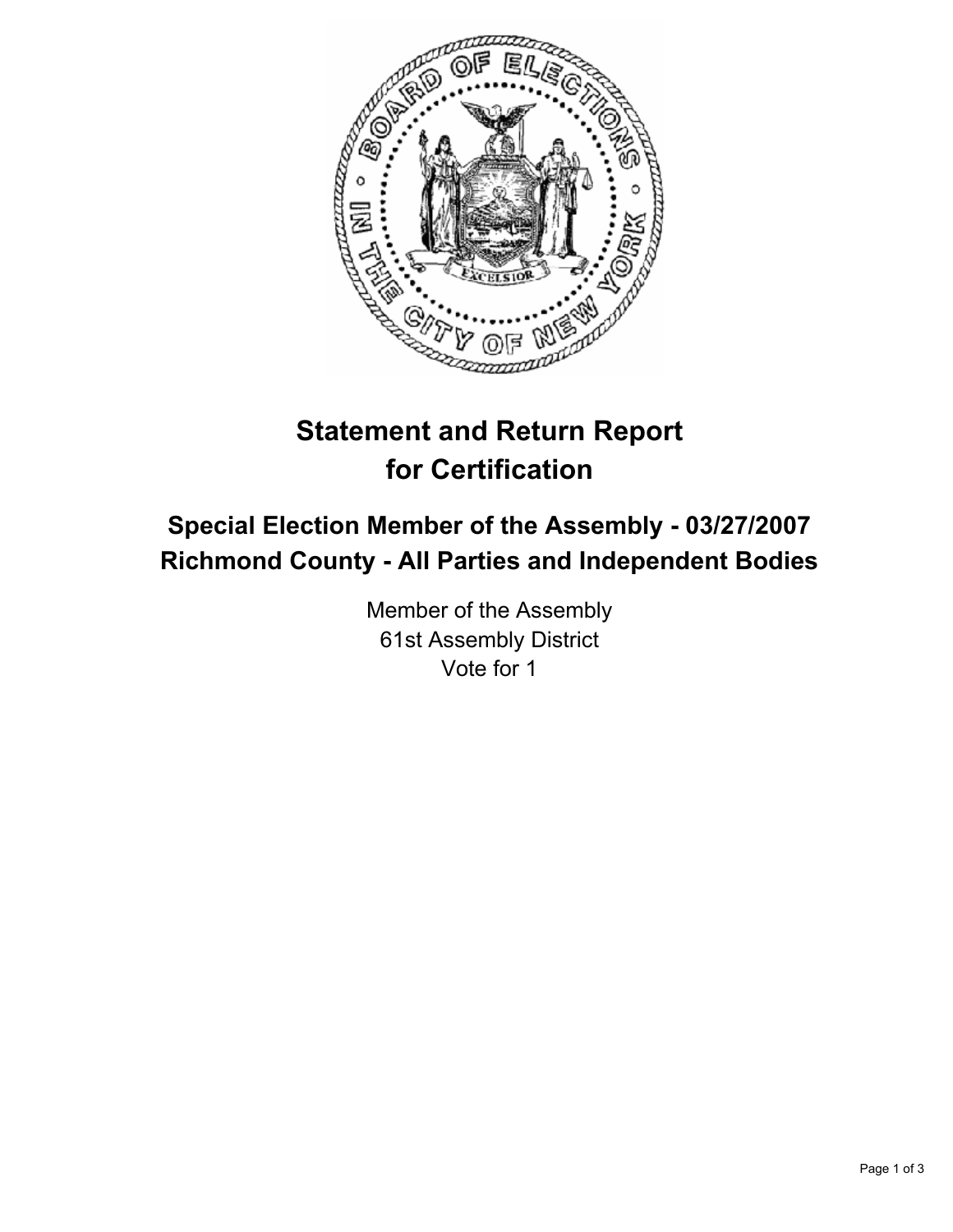# Statement and Return Report for Certification

## Special Election Member of the Assembly - 03/27/2007
## Richmond County - All Parties and Independent Bodies

Member of the Assembly
61st Assembly District
Vote for 1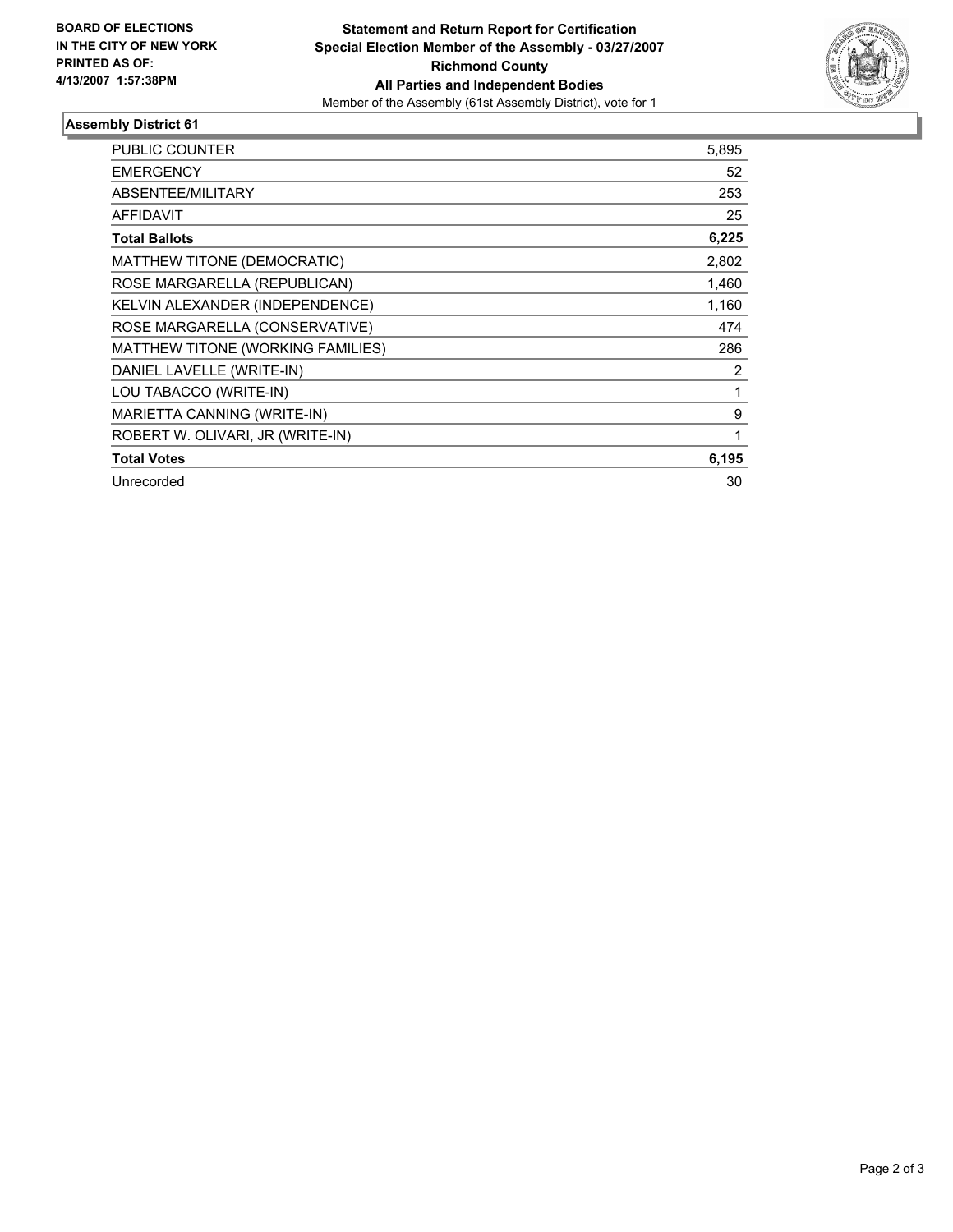**BOARD OF ELECTIONS IN THE CITY OF NEW YORK PRINTED AS OF: 4/13/2007 1:57:38PM**

**Statement and Return Report for Certification**
**Special Election Member of the Assembly - 03/27/2007**
**Richmond County**
**All Parties and Independent Bodies**
Member of the Assembly (61st Assembly District), vote for 1

## Assembly District 61

| | |
|---|---|
| PUBLIC COUNTER | 5,895 |
| EMERGENCY | 52 |
| ABSENTEE/MILITARY | 253 |
| AFFIDAVIT | 25 |
| **Total Ballots** | **6,225** |
| MATTHEW TITONE (DEMOCRATIC) | 2,802 |
| ROSE MARGARELLA (REPUBLICAN) | 1,460 |
| KELVIN ALEXANDER (INDEPENDENCE) | 1,160 |
| ROSE MARGARELLA (CONSERVATIVE) | 474 |
| MATTHEW TITONE (WORKING FAMILIES) | 286 |
| DANIEL LAVELLE (WRITE-IN) | 2 |
| LOU TABACCO (WRITE-IN) | 1 |
| MARIETTA CANNING (WRITE-IN) | 9 |
| ROBERT W. OLIVARI, JR (WRITE-IN) | 1 |
| **Total Votes** | **6,195** |
| Unrecorded | 30 |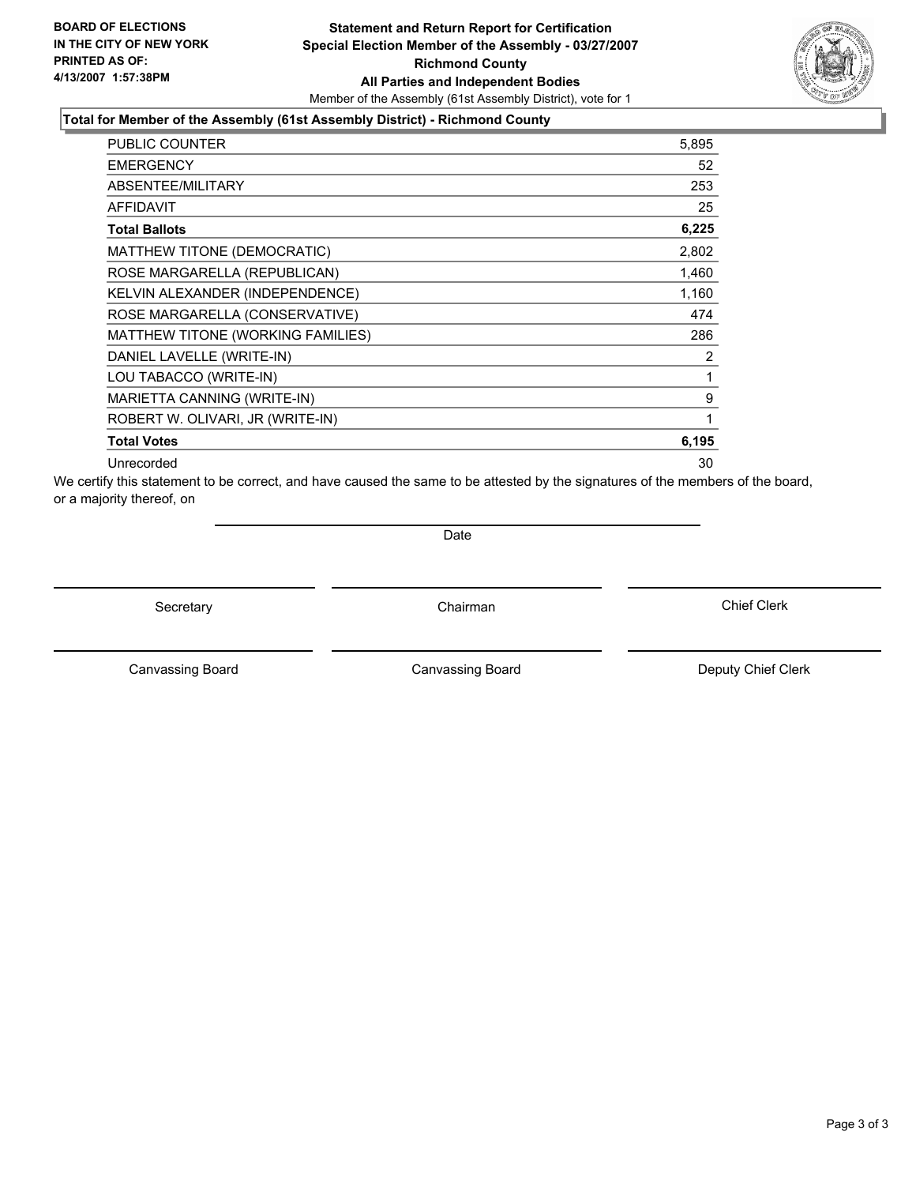**BOARD OF ELECTIONS IN THE CITY OF NEW YORK PRINTED AS OF: 4/13/2007 1:57:38PM**

**Statement and Return Report for Certification**
**Special Election Member of the Assembly - 03/27/2007**
**Richmond County**
**All Parties and Independent Bodies**
Member of the Assembly (61st Assembly District), vote for 1

**Total for Member of the Assembly (61st Assembly District) - Richmond County**

| | |
|---|---|
| PUBLIC COUNTER | 5,895 |
| EMERGENCY | 52 |
| ABSENTEE/MILITARY | 253 |
| AFFIDAVIT | 25 |
| **Total Ballots** | **6,225** |
| MATTHEW TITONE (DEMOCRATIC) | 2,802 |
| ROSE MARGARELLA (REPUBLICAN) | 1,460 |
| KELVIN ALEXANDER (INDEPENDENCE) | 1,160 |
| ROSE MARGARELLA (CONSERVATIVE) | 474 |
| MATTHEW TITONE (WORKING FAMILIES) | 286 |
| DANIEL LAVELLE (WRITE-IN) | 2 |
| LOU TABACCO (WRITE-IN) | 1 |
| MARIETTA CANNING (WRITE-IN) | 9 |
| ROBERT W. OLIVARI, JR (WRITE-IN) | 1 |
| **Total Votes** | **6,195** |
| Unrecorded | 30 |

We certify this statement to be correct, and have caused the same to be attested by the signatures of the members of the board, or a majority thereof, on

Date

Secretary | Chairman | Chief Clerk

Canvassing Board | Canvassing Board | Deputy Chief Clerk